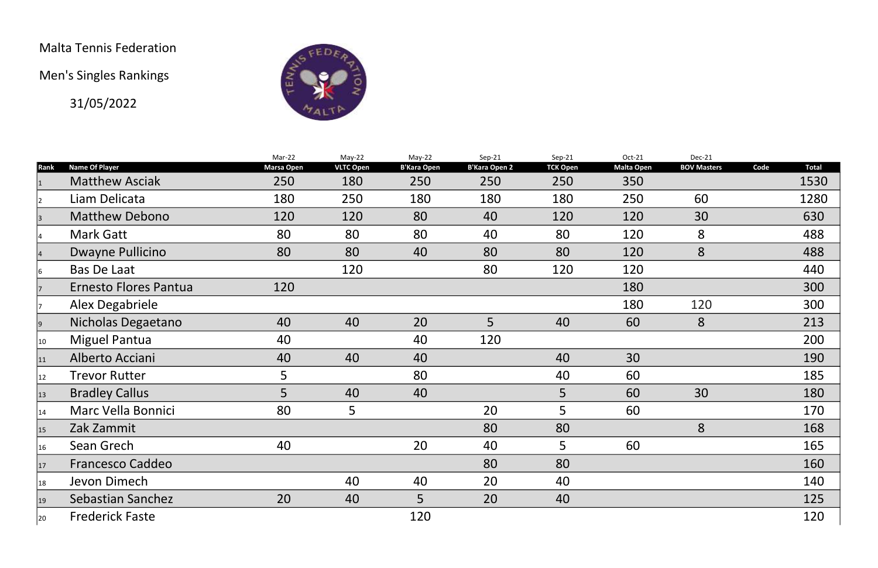Malta Tennis Federation

Men's Singles Rankings

31/05/2022

| | | Mar-22 | May-22 | May-22 | Sep-21 | Sep-21 | Oct-21 | Dec-21 | | |
|---|---|---|---|---|---|---|---|---|---|---|
| Rank | Name Of Player | Marsa Open | VLTC Open | B'Kara Open | B'Kara Open 2 | TCK Open | Malta Open | BOV Masters | Code | Total |
| 1 | Matthew Asciak | 250 | 180 | 250 | 250 | 250 | 350 | | | 1530 |
| 2 | Liam Delicata | 180 | 250 | 180 | 180 | 180 | 250 | 60 | | 1280 |
| 3 | Matthew Debono | 120 | 120 | 80 | 40 | 120 | 120 | 30 | | 630 |
| 4 | Mark Gatt | 80 | 80 | 80 | 40 | 80 | 120 | 8 | | 488 |
| 4 | Dwayne Pullicino | 80 | 80 | 40 | 80 | 80 | 120 | 8 | | 488 |
| 6 | Bas De Laat | | 120 | | 80 | 120 | 120 | | | 440 |
| 7 | Ernesto Flores Pantua | 120 | | | | | 180 | | | 300 |
| 7 | Alex Degabriele | | | | | | 180 | 120 | | 300 |
| 9 | Nicholas Degaetano | 40 | 40 | 20 | 5 | 40 | 60 | 8 | | 213 |
| 10 | Miguel Pantua | 40 | | 40 | 120 | | | | | 200 |
| 11 | Alberto Acciani | 40 | 40 | 40 | | 40 | 30 | | | 190 |
| 12 | Trevor Rutter | 5 | | 80 | | 40 | 60 | | | 185 |
| 13 | Bradley Callus | 5 | 40 | 40 | | 5 | 60 | 30 | | 180 |
| 14 | Marc Vella Bonnici | 80 | 5 | | 20 | 5 | 60 | | | 170 |
| 15 | Zak Zammit | | | | 80 | 80 | | 8 | | 168 |
| 16 | Sean Grech | 40 | | 20 | 40 | 5 | 60 | | | 165 |
| 17 | Francesco Caddeo | | | | 80 | 80 | | | | 160 |
| 18 | Jevon Dimech | | 40 | 40 | 20 | 40 | | | | 140 |
| 19 | Sebastian Sanchez | 20 | 40 | 5 | 20 | 40 | | | | 125 |
| 20 | Frederick Faste | | | 120 | | | | | | 120 |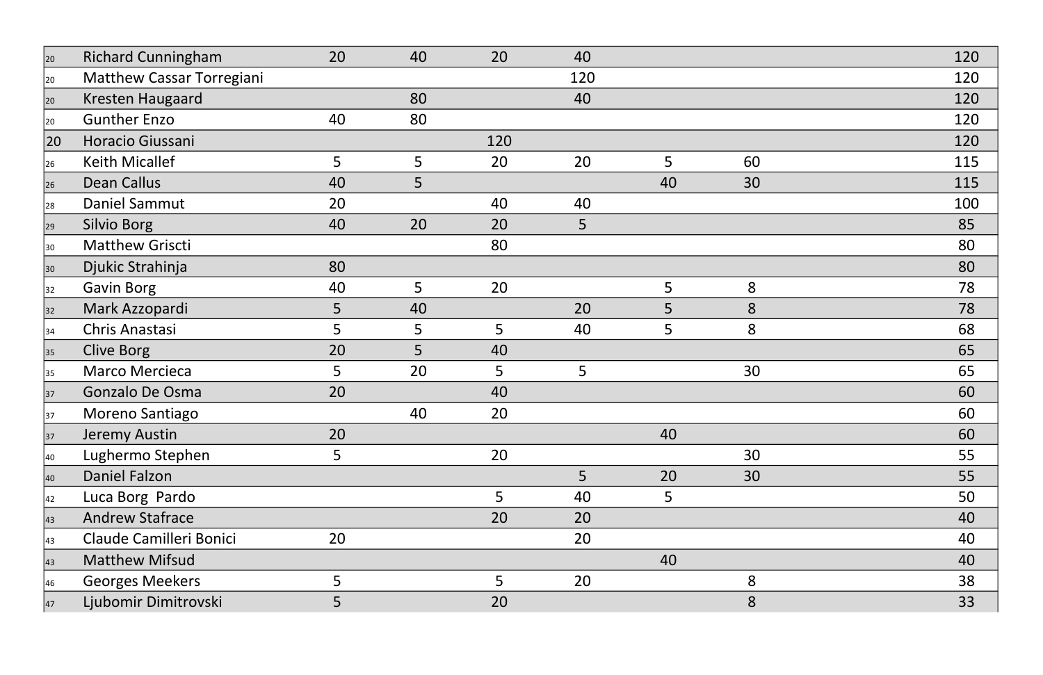| | | | | | | | | |
|---|---|---|---|---|---|---|---|---|
| 20 | Richard Cunningham | 20 | 40 | 20 | 40 | | | 120 |
| 20 | Matthew Cassar Torregiani | | | | 120 | | | 120 |
| 20 | Kresten Haugaard | | 80 | | 40 | | | 120 |
| 20 | Gunther Enzo | 40 | 80 | | | | | 120 |
| 20 | Horacio Giussani | | | 120 | | | | 120 |
| 26 | Keith Micallef | 5 | 5 | 20 | 20 | 5 | 60 | 115 |
| 26 | Dean Callus | 40 | 5 | | | 40 | 30 | 115 |
| 28 | Daniel Sammut | 20 | | 40 | 40 | | | 100 |
| 29 | Silvio Borg | 40 | 20 | 20 | 5 | | | 85 |
| 30 | Matthew Griscti | | | 80 | | | | 80 |
| 30 | Djukic Strahinja | 80 | | | | | | 80 |
| 32 | Gavin Borg | 40 | 5 | 20 | | 5 | 8 | 78 |
| 32 | Mark Azzopardi | 5 | 40 | | 20 | 5 | 8 | 78 |
| 34 | Chris Anastasi | 5 | 5 | 5 | 40 | 5 | 8 | 68 |
| 35 | Clive Borg | 20 | 5 | 40 | | | | 65 |
| 35 | Marco Mercieca | 5 | 20 | 5 | 5 | | 30 | 65 |
| 37 | Gonzalo De Osma | 20 | | 40 | | | | 60 |
| 37 | Moreno Santiago | | 40 | 20 | | | | 60 |
| 37 | Jeremy Austin | 20 | | | | 40 | | 60 |
| 40 | Lughermo Stephen | 5 | | 20 | | | 30 | 55 |
| 40 | Daniel Falzon | | | | 5 | 20 | 30 | 55 |
| 42 | Luca Borg Pardo | | | 5 | 40 | 5 | | 50 |
| 43 | Andrew Stafrace | | | 20 | 20 | | | 40 |
| 43 | Claude Camilleri Bonici | 20 | | | 20 | | | 40 |
| 43 | Matthew Mifsud | | | | | 40 | | 40 |
| 46 | Georges Meekers | 5 | | 5 | 20 | | 8 | 38 |
| 47 | Ljubomir Dimitrovski | 5 | | 20 | | | 8 | 33 |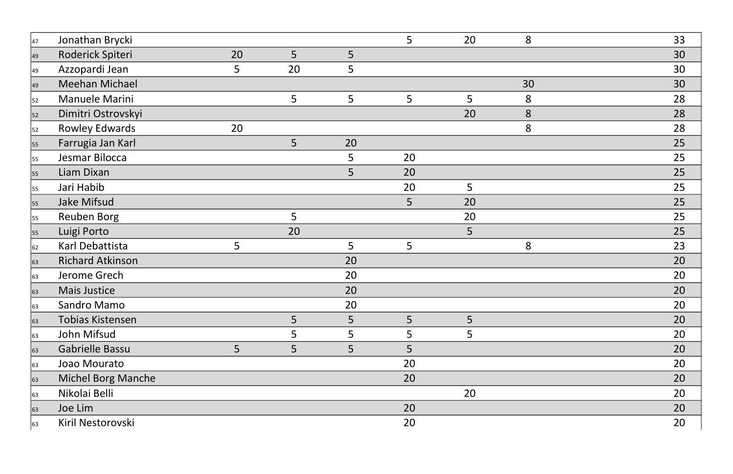| | | | | | | | | |
|---|---|---|---|---|---|---|---|---|
| 47 | Jonathan Brycki | | | | 5 | 20 | 8 | 33 |
| 49 | Roderick Spiteri | 20 | 5 | 5 | | | | 30 |
| 49 | Azzopardi Jean | 5 | 20 | 5 | | | | 30 |
| 49 | Meehan Michael | | | | | | 30 | 30 |
| 52 | Manuele Marini | | 5 | 5 | 5 | 5 | 8 | 28 |
| 52 | Dimitri Ostrovskyi | | | | | 20 | 8 | 28 |
| 52 | Rowley Edwards | 20 | | | | | 8 | 28 |
| 55 | Farrugia Jan Karl | | 5 | 20 | | | | 25 |
| 55 | Jesmar Bilocca | | | 5 | 20 | | | 25 |
| 55 | Liam Dixan | | | 5 | 20 | | | 25 |
| 55 | Jari Habib | | | | 20 | 5 | | 25 |
| 55 | Jake Mifsud | | | | 5 | 20 | | 25 |
| 55 | Reuben Borg | | 5 | | | 20 | | 25 |
| 55 | Luigi Porto | | 20 | | | 5 | | 25 |
| 62 | Karl Debattista | 5 | | 5 | 5 | | 8 | 23 |
| 63 | Richard Atkinson | | | 20 | | | | 20 |
| 63 | Jerome Grech | | | 20 | | | | 20 |
| 63 | Mais Justice | | | 20 | | | | 20 |
| 63 | Sandro Mamo | | | 20 | | | | 20 |
| 63 | Tobias Kistensen | | 5 | 5 | 5 | 5 | | 20 |
| 63 | John Mifsud | | 5 | 5 | 5 | 5 | | 20 |
| 63 | Gabrielle Bassu | 5 | 5 | 5 | 5 | | | 20 |
| 63 | Joao Mourato | | | | 20 | | | 20 |
| 63 | Michel Borg Manche | | | | 20 | | | 20 |
| 63 | Nikolai Belli | | | | | 20 | | 20 |
| 63 | Joe Lim | | | | 20 | | | 20 |
| 63 | Kiril Nestorovski | | | | 20 | | | 20 |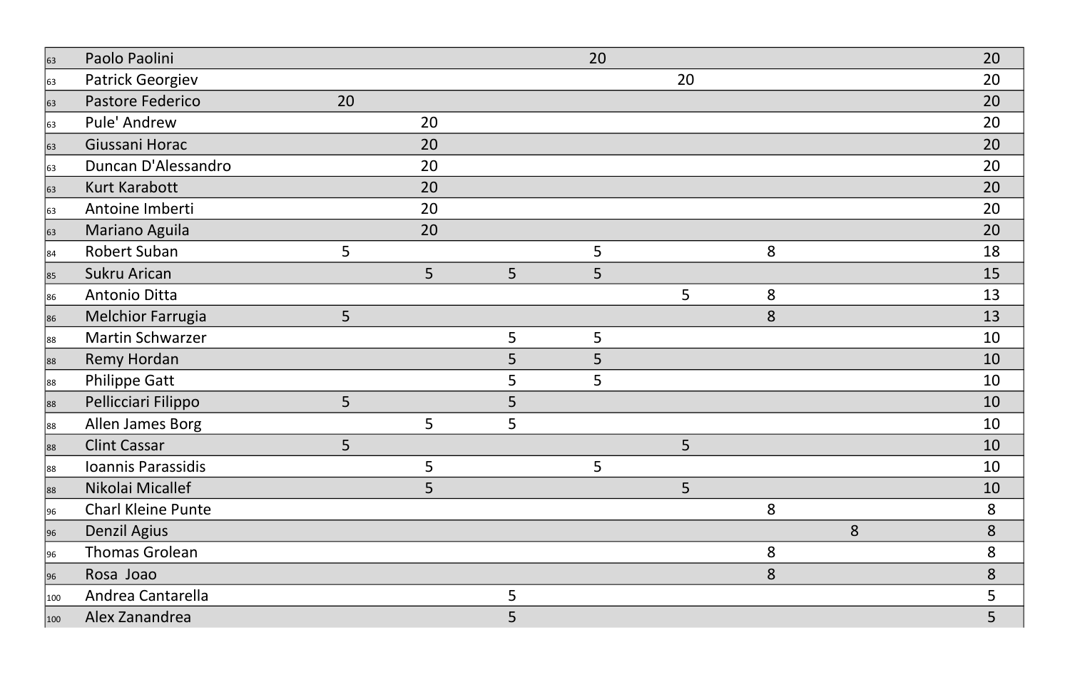| | | | | | | | | | |
|---|---|---|---|---|---|---|---|---|---|
| 63 | Paolo Paolini | | | | 20 | | | | 20 |
| 63 | Patrick Georgiev | | | | | 20 | | | 20 |
| 63 | Pastore Federico | 20 | | | | | | | 20 |
| 63 | Pule' Andrew | | 20 | | | | | | 20 |
| 63 | Giussani Horac | | 20 | | | | | | 20 |
| 63 | Duncan D'Alessandro | | 20 | | | | | | 20 |
| 63 | Kurt Karabott | | 20 | | | | | | 20 |
| 63 | Antoine Imberti | | 20 | | | | | | 20 |
| 63 | Mariano Aguila | | 20 | | | | | | 20 |
| 84 | Robert Suban | 5 | | | 5 | | 8 | | 18 |
| 85 | Sukru Arican | | 5 | 5 | 5 | | | | 15 |
| 86 | Antonio Ditta | | | | | 5 | 8 | | 13 |
| 86 | Melchior Farrugia | 5 | | | | | 8 | | 13 |
| 88 | Martin Schwarzer | | | 5 | 5 | | | | 10 |
| 88 | Remy Hordan | | | 5 | 5 | | | | 10 |
| 88 | Philippe Gatt | | | 5 | 5 | | | | 10 |
| 88 | Pellicciari Filippo | 5 | | 5 | | | | | 10 |
| 88 | Allen James Borg | | 5 | 5 | | | | | 10 |
| 88 | Clint Cassar | 5 | | | | 5 | | | 10 |
| 88 | Ioannis Parassidis | | 5 | | 5 | | | | 10 |
| 88 | Nikolai Micallef | | 5 | | | 5 | | | 10 |
| 96 | Charl Kleine Punte | | | | | | 8 | | 8 |
| 96 | Denzil Agius | | | | | | | 8 | 8 |
| 96 | Thomas Grolean | | | | | | 8 | | 8 |
| 96 | Rosa Joao | | | | | | 8 | | 8 |
| 100 | Andrea Cantarella | | | 5 | | | | | 5 |
| 100 | Alex Zanandrea | | | 5 | | | | | 5 |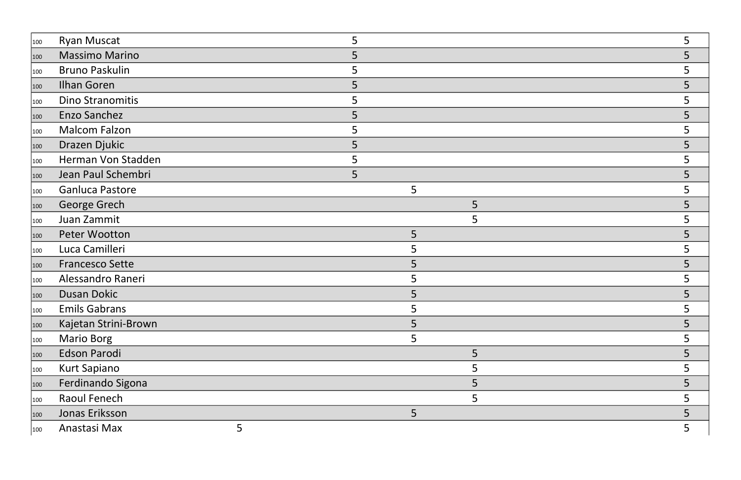| | | | | | | |
|---|---|---|---|---|---|---|
| 100 | Ryan Muscat | | 5 | | | 5 |
| 100 | Massimo Marino | | 5 | | | 5 |
| 100 | Bruno Paskulin | | 5 | | | 5 |
| 100 | Ilhan Goren | | 5 | | | 5 |
| 100 | Dino Stranomitis | | 5 | | | 5 |
| 100 | Enzo Sanchez | | 5 | | | 5 |
| 100 | Malcom Falzon | | 5 | | | 5 |
| 100 | Drazen Djukic | | 5 | | | 5 |
| 100 | Herman Von Stadden | | 5 | | | 5 |
| 100 | Jean Paul Schembri | | 5 | | | 5 |
| 100 | Ganluca Pastore | | | 5 | | 5 |
| 100 | George Grech | | | | 5 | 5 |
| 100 | Juan Zammit | | | | 5 | 5 |
| 100 | Peter Wootton | | | 5 | | 5 |
| 100 | Luca Camilleri | | | 5 | | 5 |
| 100 | Francesco Sette | | | 5 | | 5 |
| 100 | Alessandro Raneri | | | 5 | | 5 |
| 100 | Dusan Dokic | | | 5 | | 5 |
| 100 | Emils Gabrans | | | 5 | | 5 |
| 100 | Kajetan Strini-Brown | | | 5 | | 5 |
| 100 | Mario Borg | | | 5 | | 5 |
| 100 | Edson Parodi | | | | 5 | 5 |
| 100 | Kurt Sapiano | | | | 5 | 5 |
| 100 | Ferdinando Sigona | | | | 5 | 5 |
| 100 | Raoul Fenech | | | | 5 | 5 |
| 100 | Jonas Eriksson | | | 5 | | 5 |
| 100 | Anastasi Max | 5 | | | | 5 |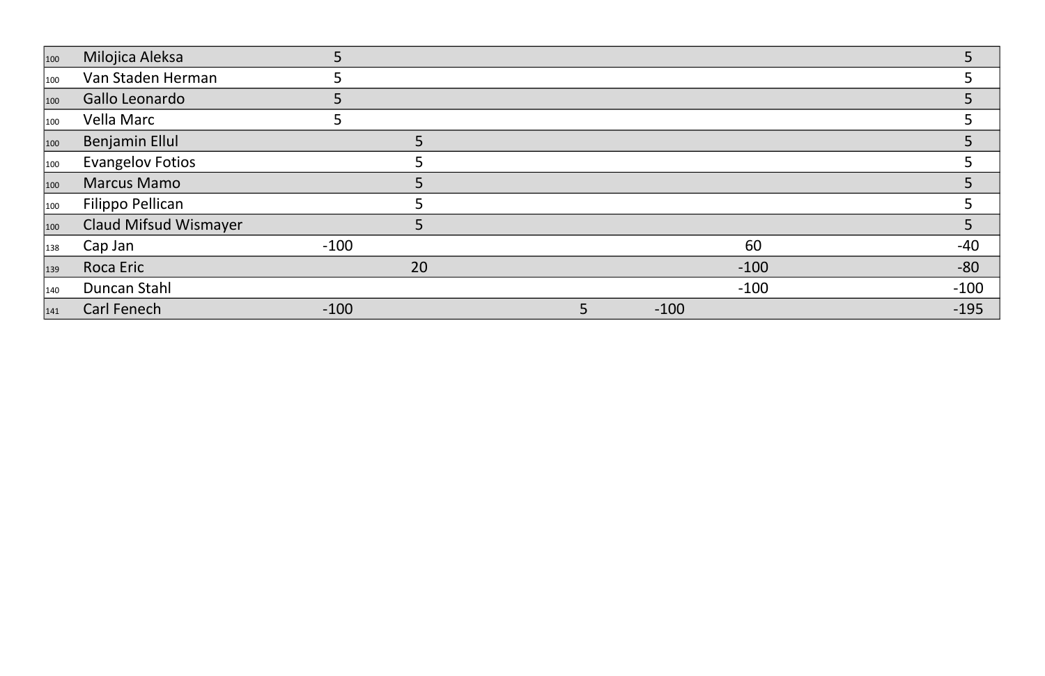| | | | | | | | | |
|---|---|---|---|---|---|---|---|---|
| 100 | Milojica Aleksa | 5 | | | | | | 5 |
| 100 | Van Staden Herman | 5 | | | | | | 5 |
| 100 | Gallo Leonardo | 5 | | | | | | 5 |
| 100 | Vella Marc | 5 | | | | | | 5 |
| 100 | Benjamin Ellul | | 5 | | | | | 5 |
| 100 | Evangelov Fotios | | 5 | | | | | 5 |
| 100 | Marcus Mamo | | 5 | | | | | 5 |
| 100 | Filippo Pellican | | 5 | | | | | 5 |
| 100 | Claud Mifsud Wismayer | | 5 | | | | | 5 |
| 138 | Cap Jan | -100 | | | | | 60 | -40 |
| 139 | Roca Eric | | 20 | | | | -100 | -80 |
| 140 | Duncan Stahl | | | | | | -100 | -100 |
| 141 | Carl Fenech | -100 | | | 5 | -100 | | -195 |